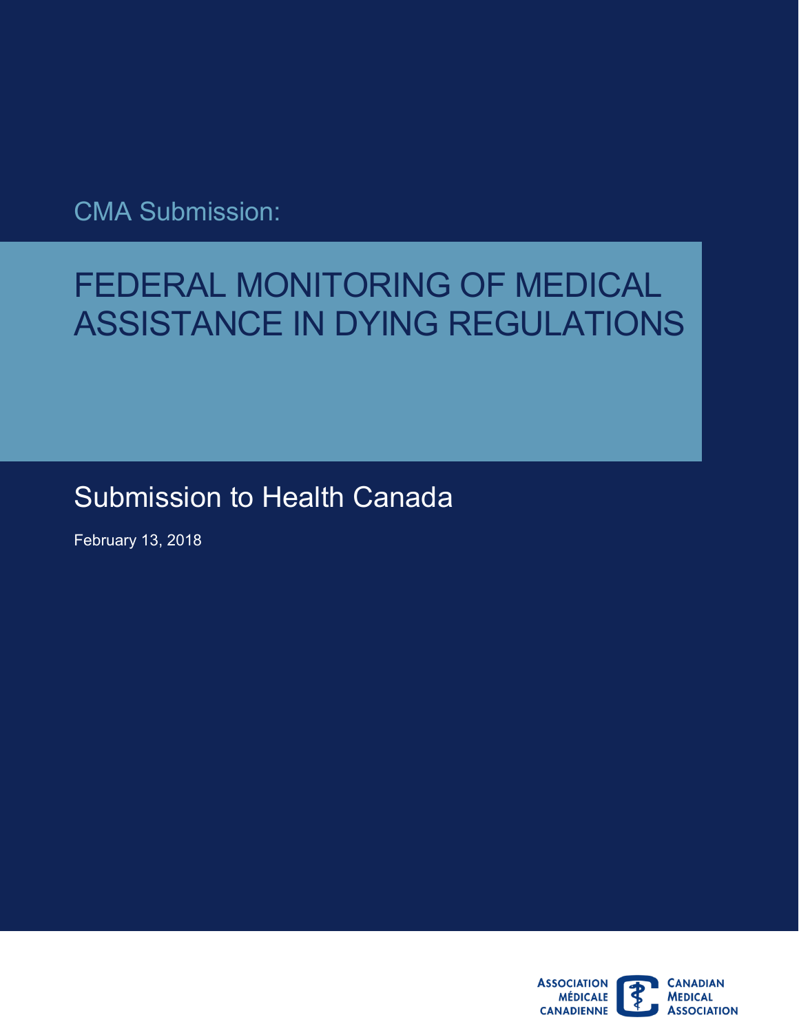CMA Submission:

# FEDERAL MONITORING OF MEDICAL ASSISTANCE IN DYING REGULATIONS

## Submission to Health Canada

February 13, 2018

ASSOCIATION MÉDICALE CANADIENNE

CANADIAN MEDICAL ASSOCIATION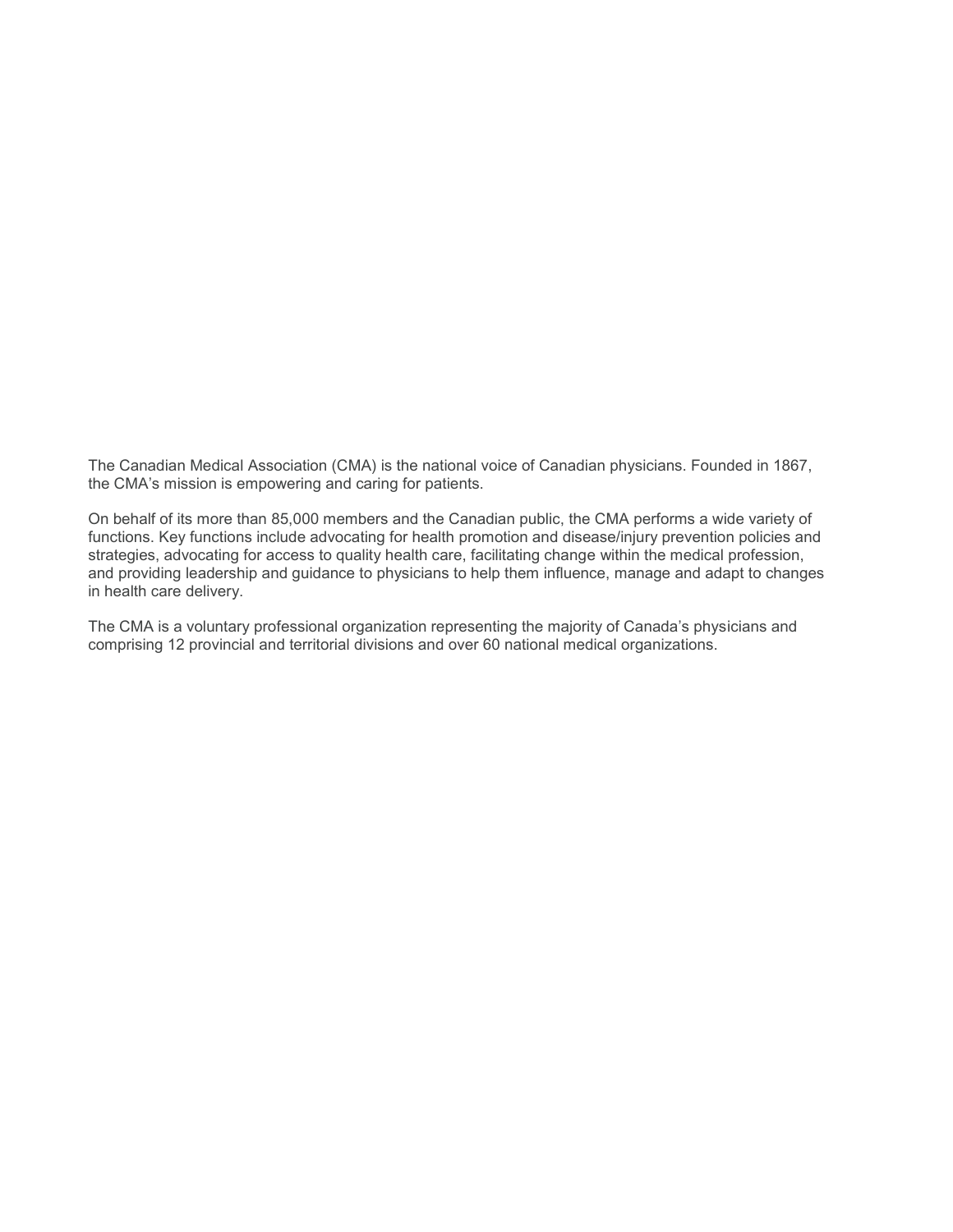The Canadian Medical Association (CMA) is the national voice of Canadian physicians. Founded in 1867, the CMA's mission is empowering and caring for patients.

On behalf of its more than 85,000 members and the Canadian public, the CMA performs a wide variety of functions. Key functions include advocating for health promotion and disease/injury prevention policies and strategies, advocating for access to quality health care, facilitating change within the medical profession, and providing leadership and guidance to physicians to help them influence, manage and adapt to changes in health care delivery.

The CMA is a voluntary professional organization representing the majority of Canada's physicians and comprising 12 provincial and territorial divisions and over 60 national medical organizations.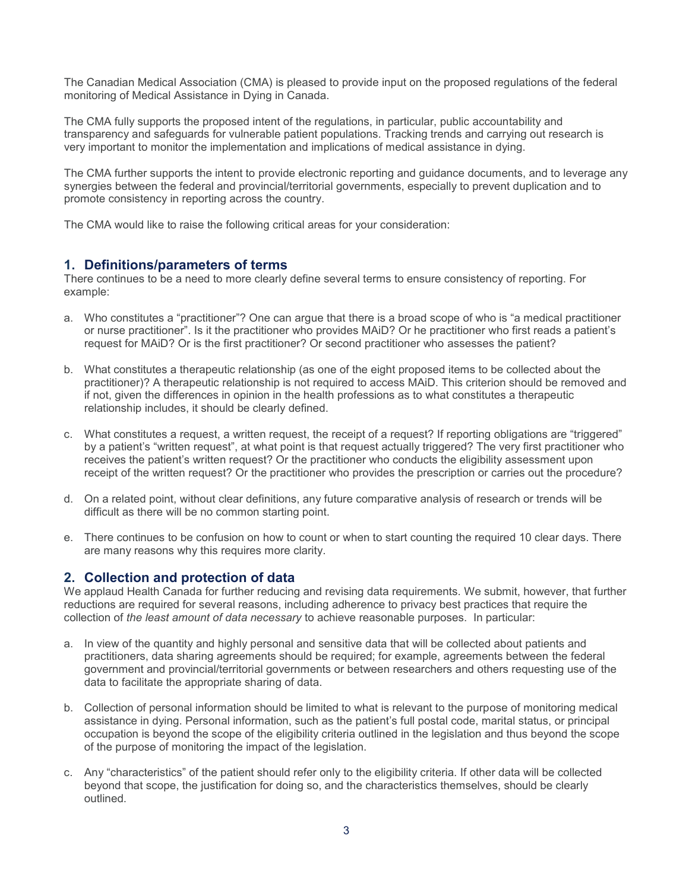The Canadian Medical Association (CMA) is pleased to provide input on the proposed regulations of the federal monitoring of Medical Assistance in Dying in Canada.

The CMA fully supports the proposed intent of the regulations, in particular, public accountability and transparency and safeguards for vulnerable patient populations. Tracking trends and carrying out research is very important to monitor the implementation and implications of medical assistance in dying.

The CMA further supports the intent to provide electronic reporting and guidance documents, and to leverage any synergies between the federal and provincial/territorial governments, especially to prevent duplication and to promote consistency in reporting across the country.

The CMA would like to raise the following critical areas for your consideration:

## 1. Definitions/parameters of terms

There continues to be a need to more clearly define several terms to ensure consistency of reporting. For example:

a. Who constitutes a "practitioner"? One can argue that there is a broad scope of who is "a medical practitioner or nurse practitioner". Is it the practitioner who provides MAiD? Or he practitioner who first reads a patient's request for MAiD? Or is the first practitioner? Or second practitioner who assesses the patient?

b. What constitutes a therapeutic relationship (as one of the eight proposed items to be collected about the practitioner)? A therapeutic relationship is not required to access MAiD. This criterion should be removed and if not, given the differences in opinion in the health professions as to what constitutes a therapeutic relationship includes, it should be clearly defined.

c. What constitutes a request, a written request, the receipt of a request? If reporting obligations are "triggered" by a patient's "written request", at what point is that request actually triggered? The very first practitioner who receives the patient's written request? Or the practitioner who conducts the eligibility assessment upon receipt of the written request? Or the practitioner who provides the prescription or carries out the procedure?

d. On a related point, without clear definitions, any future comparative analysis of research or trends will be difficult as there will be no common starting point.

e. There continues to be confusion on how to count or when to start counting the required 10 clear days. There are many reasons why this requires more clarity.

## 2. Collection and protection of data

We applaud Health Canada for further reducing and revising data requirements. We submit, however, that further reductions are required for several reasons, including adherence to privacy best practices that require the collection of *the least amount of data necessary* to achieve reasonable purposes. In particular:

a. In view of the quantity and highly personal and sensitive data that will be collected about patients and practitioners, data sharing agreements should be required; for example, agreements between the federal government and provincial/territorial governments or between researchers and others requesting use of the data to facilitate the appropriate sharing of data.

b. Collection of personal information should be limited to what is relevant to the purpose of monitoring medical assistance in dying. Personal information, such as the patient's full postal code, marital status, or principal occupation is beyond the scope of the eligibility criteria outlined in the legislation and thus beyond the scope of the purpose of monitoring the impact of the legislation.

c. Any "characteristics" of the patient should refer only to the eligibility criteria. If other data will be collected beyond that scope, the justification for doing so, and the characteristics themselves, should be clearly outlined.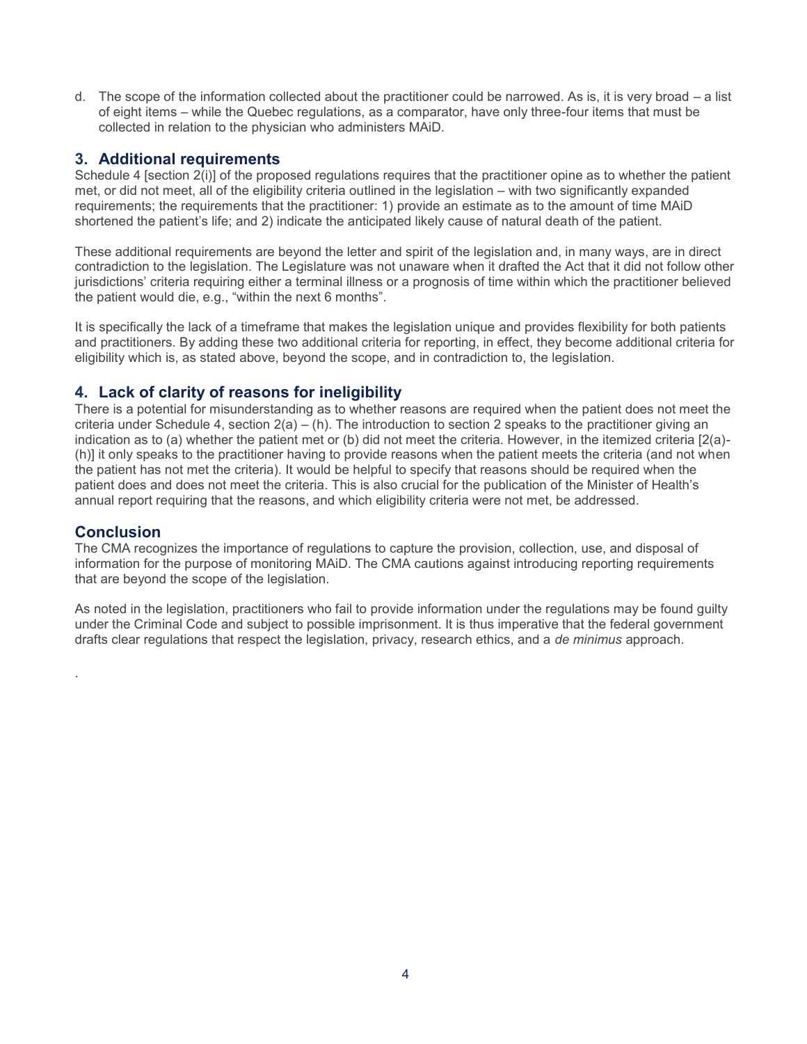d. The scope of the information collected about the practitioner could be narrowed. As is, it is very broad – a list of eight items – while the Quebec regulations, as a comparator, have only three-four items that must be collected in relation to the physician who administers MAiD.

## 3. Additional requirements

Schedule 4 [section 2(i)] of the proposed regulations requires that the practitioner opine as to whether the patient met, or did not meet, all of the eligibility criteria outlined in the legislation – with two significantly expanded requirements; the requirements that the practitioner: 1) provide an estimate as to the amount of time MAiD shortened the patient's life; and 2) indicate the anticipated likely cause of natural death of the patient.

These additional requirements are beyond the letter and spirit of the legislation and, in many ways, are in direct contradiction to the legislation. The Legislature was not unaware when it drafted the Act that it did not follow other jurisdictions' criteria requiring either a terminal illness or a prognosis of time within which the practitioner believed the patient would die, e.g., "within the next 6 months".

It is specifically the lack of a timeframe that makes the legislation unique and provides flexibility for both patients and practitioners. By adding these two additional criteria for reporting, in effect, they become additional criteria for eligibility which is, as stated above, beyond the scope, and in contradiction to, the legislation.

## 4. Lack of clarity of reasons for ineligibility

There is a potential for misunderstanding as to whether reasons are required when the patient does not meet the criteria under Schedule 4, section 2(a) – (h). The introduction to section 2 speaks to the practitioner giving an indication as to (a) whether the patient met or (b) did not meet the criteria. However, in the itemized criteria [2(a)-(h)] it only speaks to the practitioner having to provide reasons when the patient meets the criteria (and not when the patient has not met the criteria). It would be helpful to specify that reasons should be required when the patient does and does not meet the criteria. This is also crucial for the publication of the Minister of Health's annual report requiring that the reasons, and which eligibility criteria were not met, be addressed.

## Conclusion

The CMA recognizes the importance of regulations to capture the provision, collection, use, and disposal of information for the purpose of monitoring MAiD. The CMA cautions against introducing reporting requirements that are beyond the scope of the legislation.

As noted in the legislation, practitioners who fail to provide information under the regulations may be found guilty under the Criminal Code and subject to possible imprisonment. It is thus imperative that the federal government drafts clear regulations that respect the legislation, privacy, research ethics, and a *de minimus* approach.

.